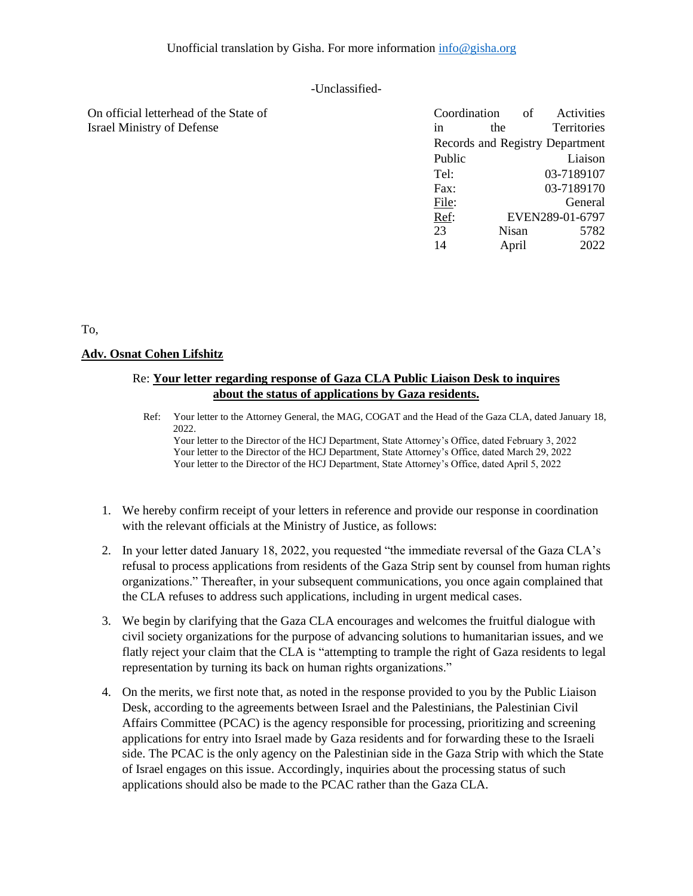Unofficial translation by Gisha. For more information info@gisha.org

-Unclassified-

On official letterhead of the State of Israel Ministry of Defense

Coordination of Activities in the Territories
Records and Registry Department
Public Liaison
Tel: 03-7189107
Fax: 03-7189170
File: General
Ref: EVEN289-01-6797
23 Nisan 5782
14 April 2022

To,

**Adv. Osnat Cohen Lifshitz**

Re: **Your letter regarding response of Gaza CLA Public Liaison Desk to inquires about the status of applications by Gaza residents.**

Ref: Your letter to the Attorney General, the MAG, COGAT and the Head of the Gaza CLA, dated January 18, 2022.
Your letter to the Director of the HCJ Department, State Attorney's Office, dated February 3, 2022
Your letter to the Director of the HCJ Department, State Attorney's Office, dated March 29, 2022
Your letter to the Director of the HCJ Department, State Attorney's Office, dated April 5, 2022

1. We hereby confirm receipt of your letters in reference and provide our response in coordination with the relevant officials at the Ministry of Justice, as follows:

2. In your letter dated January 18, 2022, you requested "the immediate reversal of the Gaza CLA's refusal to process applications from residents of the Gaza Strip sent by counsel from human rights organizations." Thereafter, in your subsequent communications, you once again complained that the CLA refuses to address such applications, including in urgent medical cases.

3. We begin by clarifying that the Gaza CLA encourages and welcomes the fruitful dialogue with civil society organizations for the purpose of advancing solutions to humanitarian issues, and we flatly reject your claim that the CLA is "attempting to trample the right of Gaza residents to legal representation by turning its back on human rights organizations."

4. On the merits, we first note that, as noted in the response provided to you by the Public Liaison Desk, according to the agreements between Israel and the Palestinians, the Palestinian Civil Affairs Committee (PCAC) is the agency responsible for processing, prioritizing and screening applications for entry into Israel made by Gaza residents and for forwarding these to the Israeli side. The PCAC is the only agency on the Palestinian side in the Gaza Strip with which the State of Israel engages on this issue. Accordingly, inquiries about the processing status of such applications should also be made to the PCAC rather than the Gaza CLA.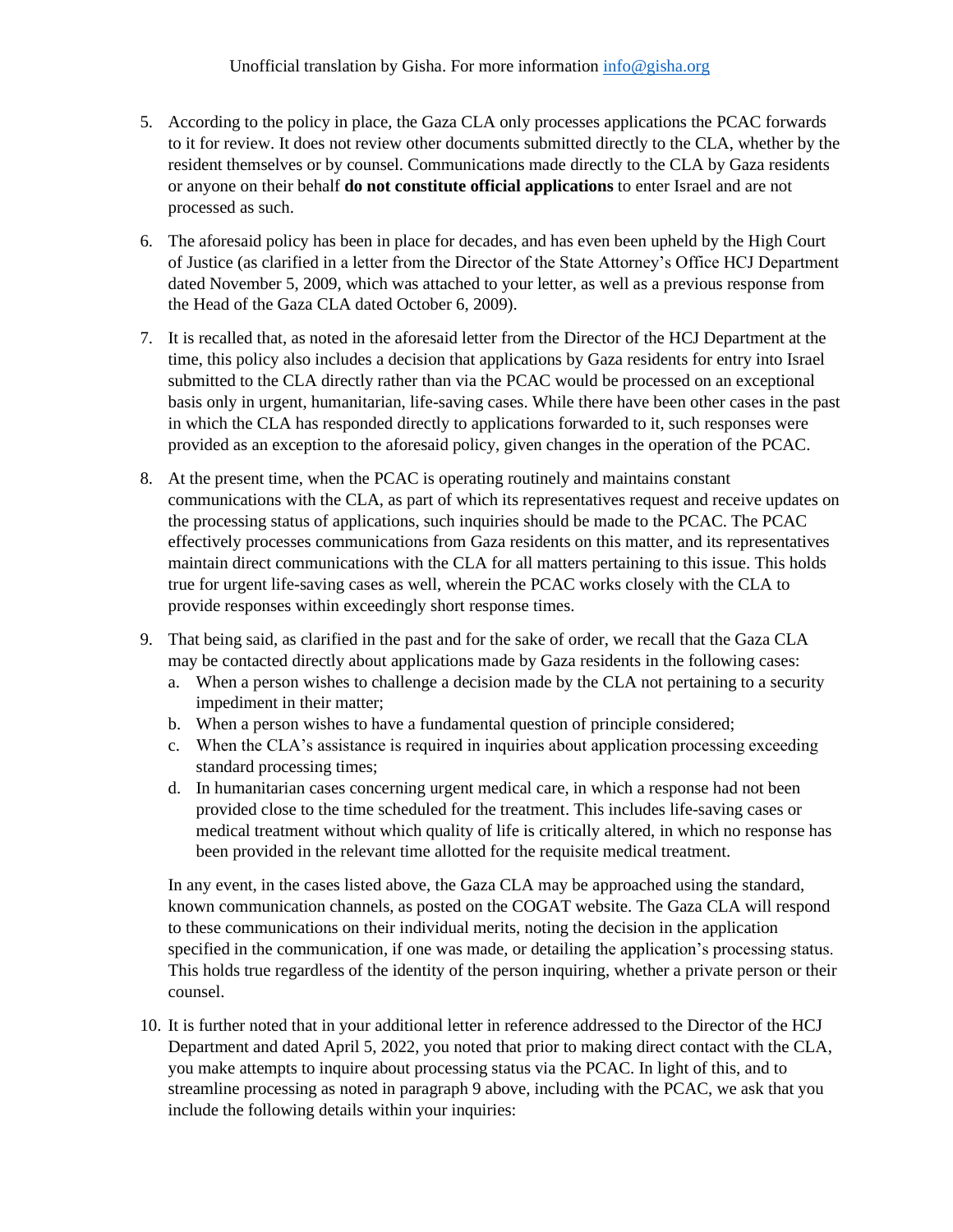Unofficial translation by Gisha. For more information info@gisha.org

5. According to the policy in place, the Gaza CLA only processes applications the PCAC forwards to it for review. It does not review other documents submitted directly to the CLA, whether by the resident themselves or by counsel. Communications made directly to the CLA by Gaza residents or anyone on their behalf **do not constitute official applications** to enter Israel and are not processed as such.

6. The aforesaid policy has been in place for decades, and has even been upheld by the High Court of Justice (as clarified in a letter from the Director of the State Attorney's Office HCJ Department dated November 5, 2009, which was attached to your letter, as well as a previous response from the Head of the Gaza CLA dated October 6, 2009).

7. It is recalled that, as noted in the aforesaid letter from the Director of the HCJ Department at the time, this policy also includes a decision that applications by Gaza residents for entry into Israel submitted to the CLA directly rather than via the PCAC would be processed on an exceptional basis only in urgent, humanitarian, life-saving cases. While there have been other cases in the past in which the CLA has responded directly to applications forwarded to it, such responses were provided as an exception to the aforesaid policy, given changes in the operation of the PCAC.

8. At the present time, when the PCAC is operating routinely and maintains constant communications with the CLA, as part of which its representatives request and receive updates on the processing status of applications, such inquiries should be made to the PCAC. The PCAC effectively processes communications from Gaza residents on this matter, and its representatives maintain direct communications with the CLA for all matters pertaining to this issue. This holds true for urgent life-saving cases as well, wherein the PCAC works closely with the CLA to provide responses within exceedingly short response times.

9. That being said, as clarified in the past and for the sake of order, we recall that the Gaza CLA may be contacted directly about applications made by Gaza residents in the following cases:
   a. When a person wishes to challenge a decision made by the CLA not pertaining to a security impediment in their matter;
   b. When a person wishes to have a fundamental question of principle considered;
   c. When the CLA's assistance is required in inquiries about application processing exceeding standard processing times;
   d. In humanitarian cases concerning urgent medical care, in which a response had not been provided close to the time scheduled for the treatment. This includes life-saving cases or medical treatment without which quality of life is critically altered, in which no response has been provided in the relevant time allotted for the requisite medical treatment.

   In any event, in the cases listed above, the Gaza CLA may be approached using the standard, known communication channels, as posted on the COGAT website. The Gaza CLA will respond to these communications on their individual merits, noting the decision in the application specified in the communication, if one was made, or detailing the application's processing status. This holds true regardless of the identity of the person inquiring, whether a private person or their counsel.

10. It is further noted that in your additional letter in reference addressed to the Director of the HCJ Department and dated April 5, 2022, you noted that prior to making direct contact with the CLA, you make attempts to inquire about processing status via the PCAC. In light of this, and to streamline processing as noted in paragraph 9 above, including with the PCAC, we ask that you include the following details within your inquiries: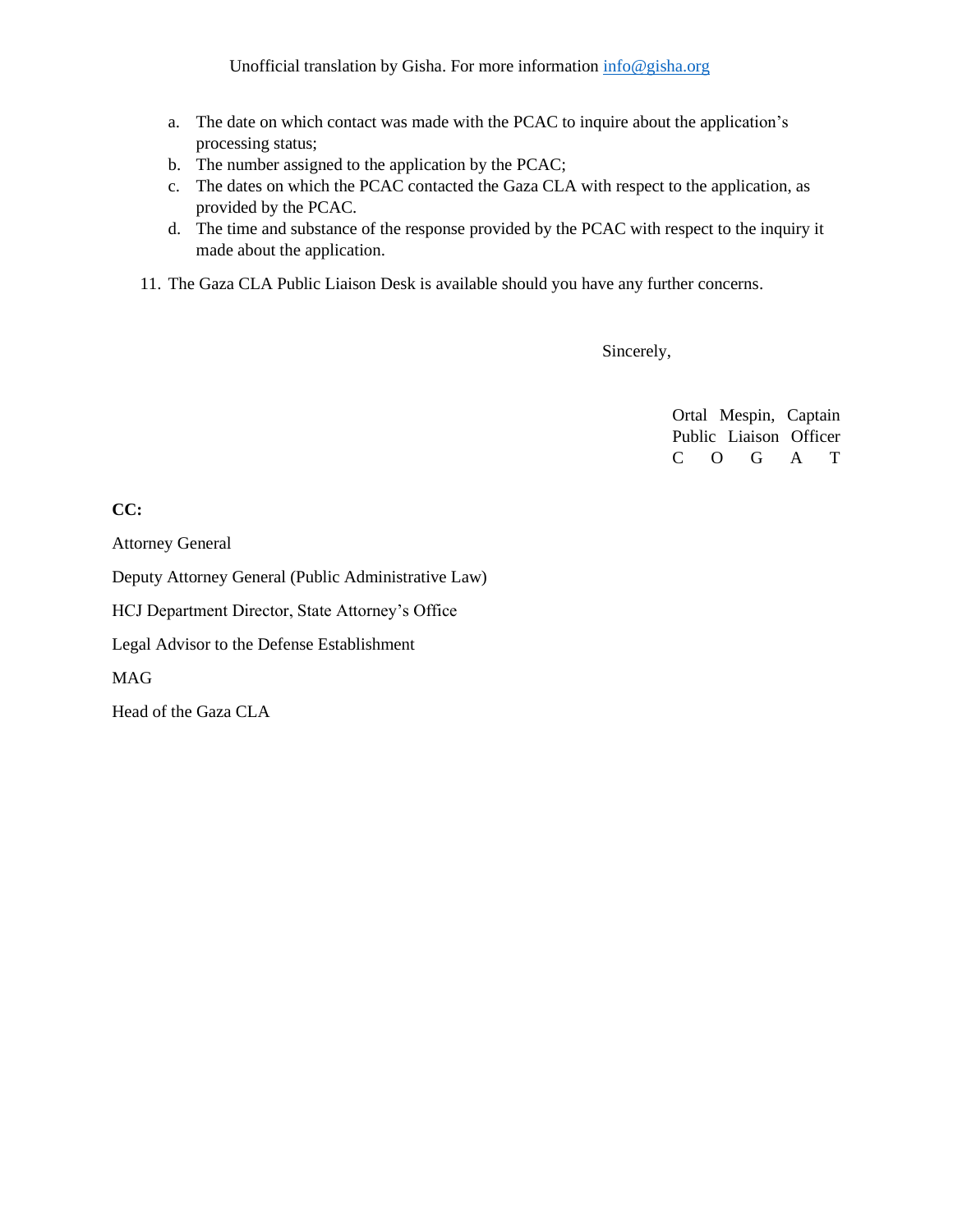a. The date on which contact was made with the PCAC to inquire about the application's processing status;
b. The number assigned to the application by the PCAC;
c. The dates on which the PCAC contacted the Gaza CLA with respect to the application, as provided by the PCAC.
d. The time and substance of the response provided by the PCAC with respect to the inquiry it made about the application.

11. The Gaza CLA Public Liaison Desk is available should you have any further concerns.

Sincerely,

Ortal Mespin, Captain
Public Liaison Officer
COGAT

**CC:**

Attorney General

Deputy Attorney General (Public Administrative Law)

HCJ Department Director, State Attorney's Office

Legal Advisor to the Defense Establishment

MAG

Head of the Gaza CLA